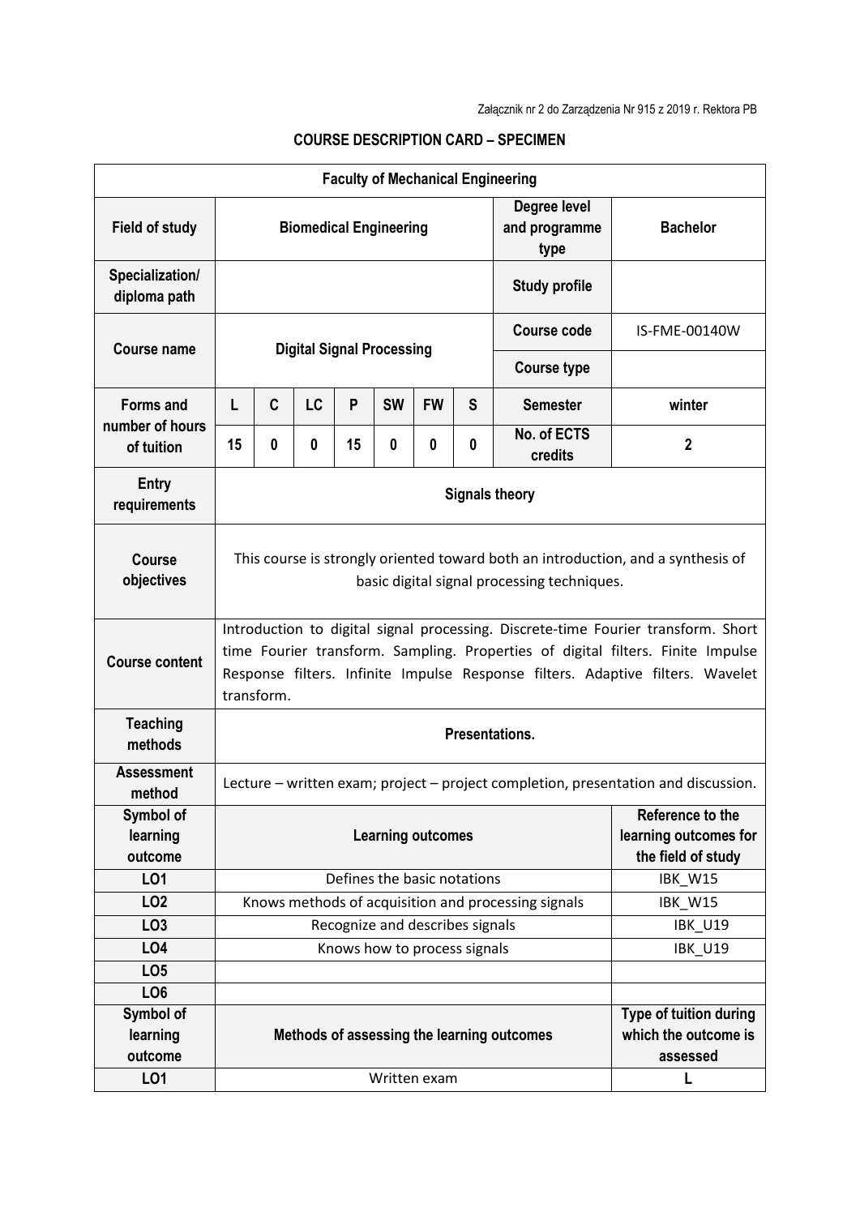Załącznik nr 2 do Zarządzenia Nr 915 z 2019 r. Rektora PB

## COURSE DESCRIPTION CARD – SPECIMEN

| **Faculty of Mechanical Engineering** | | | | | | | | | |
|---|---|---|---|---|---|---|---|---|---|
| **Field of study** | **Biomedical Engineering** | | | | | | | **Degree level and programme type** | **Bachelor** |
| **Specialization/ diploma path** | | | | | | | | **Study profile** | |
| **Course name** | **Digital Signal Processing** | | | | | | | **Course code** | IS-FME-00140W |
| | | | | | | | | **Course type** | |
| **Forms and number of hours of tuition** | **L** | **C** | **LC** | **P** | **SW** | **FW** | **S** | **Semester** | **winter** |
| | **15** | **0** | **0** | **15** | **0** | **0** | **0** | **No. of ECTS credits** | **2** |
| **Entry requirements** | **Signals theory** | | | | | | | | |
| **Course objectives** | This course is strongly oriented toward both an introduction, and a synthesis of basic digital signal processing techniques. | | | | | | | | |
| **Course content** | Introduction to digital signal processing. Discrete-time Fourier transform. Short time Fourier transform. Sampling. Properties of digital filters. Finite Impulse Response filters. Infinite Impulse Response filters. Adaptive filters. Wavelet transform. | | | | | | | | |
| **Teaching methods** | **Presentations.** | | | | | | | | |
| **Assessment method** | Lecture – written exam; project – project completion, presentation and discussion. | | | | | | | | |
| **Symbol of learning outcome** | **Learning outcomes** | | | | | | | | **Reference to the learning outcomes for the field of study** |
| **LO1** | Defines the basic notations | | | | | | | | IBK_W15 |
| **LO2** | Knows methods of acquisition and processing signals | | | | | | | | IBK_W15 |
| **LO3** | Recognize and describes signals | | | | | | | | IBK_U19 |
| **LO4** | Knows how to process signals | | | | | | | | IBK_U19 |
| **LO5** | | | | | | | | | |
| **LO6** | | | | | | | | | |
| **Symbol of learning outcome** | **Methods of assessing the learning outcomes** | | | | | | | | **Type of tuition during which the outcome is assessed** |
| **LO1** | Written exam | | | | | | | | **L** |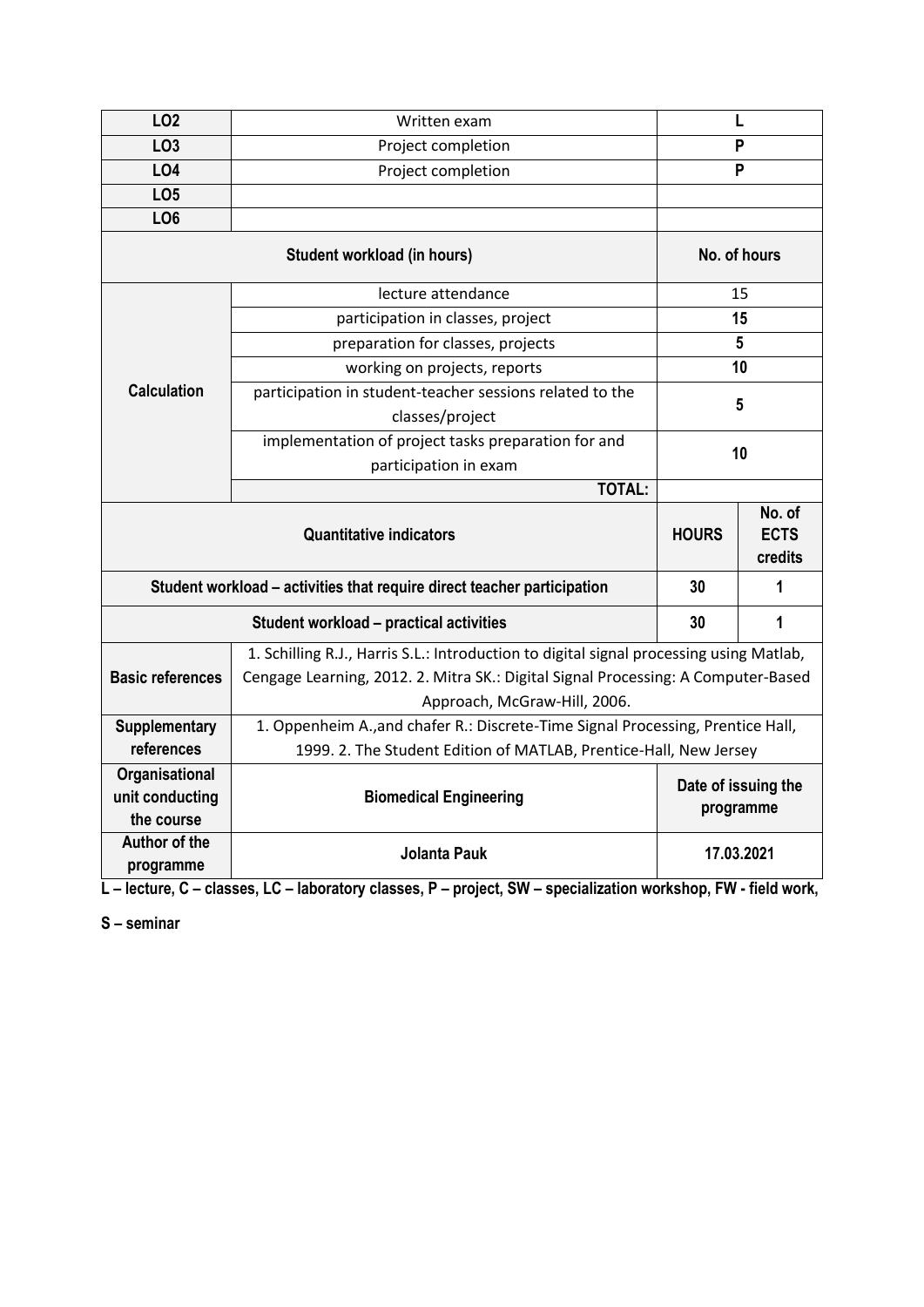| | | |
|---|---|---|
| **LO2** | Written exam | **L** |
| **LO3** | Project completion | **P** |
| **LO4** | Project completion | **P** |
| **LO5** | | |
| **LO6** | | |

| **Student workload (in hours)** | | **No. of hours** | |
|---|---|---|---|
| **Calculation** | lecture attendance | 15 | |
| | participation in classes, project | **15** | |
| | preparation for classes, projects | **5** | |
| | working on projects, reports | **10** | |
| | participation in student-teacher sessions related to the classes/project | **5** | |
| | implementation of project tasks preparation for and participation in exam | **10** | |
| | **TOTAL:** | | |
| **Quantitative indicators** | | **HOURS** | **No. of ECTS credits** |
| **Student workload – activities that require direct teacher participation** | | **30** | **1** |
| **Student workload – practical activities** | | **30** | **1** |
| **Basic references** | 1. Schilling R.J., Harris S.L.: Introduction to digital signal processing using Matlab, Cengage Learning, 2012. 2. Mitra SK.: Digital Signal Processing: A Computer-Based Approach, McGraw-Hill, 2006. | | |
| **Supplementary references** | 1. Oppenheim A.,and chafer R.: Discrete-Time Signal Processing, Prentice Hall, 1999. 2. The Student Edition of MATLAB, Prentice-Hall, New Jersey | | |
| **Organisational unit conducting the course** | **Biomedical Engineering** | **Date of issuing the programme** | |
| **Author of the programme** | **Jolanta Pauk** | **17.03.2021** | |

**L – lecture, C – classes, LC – laboratory classes, P – project, SW – specialization workshop, FW - field work, S – seminar**